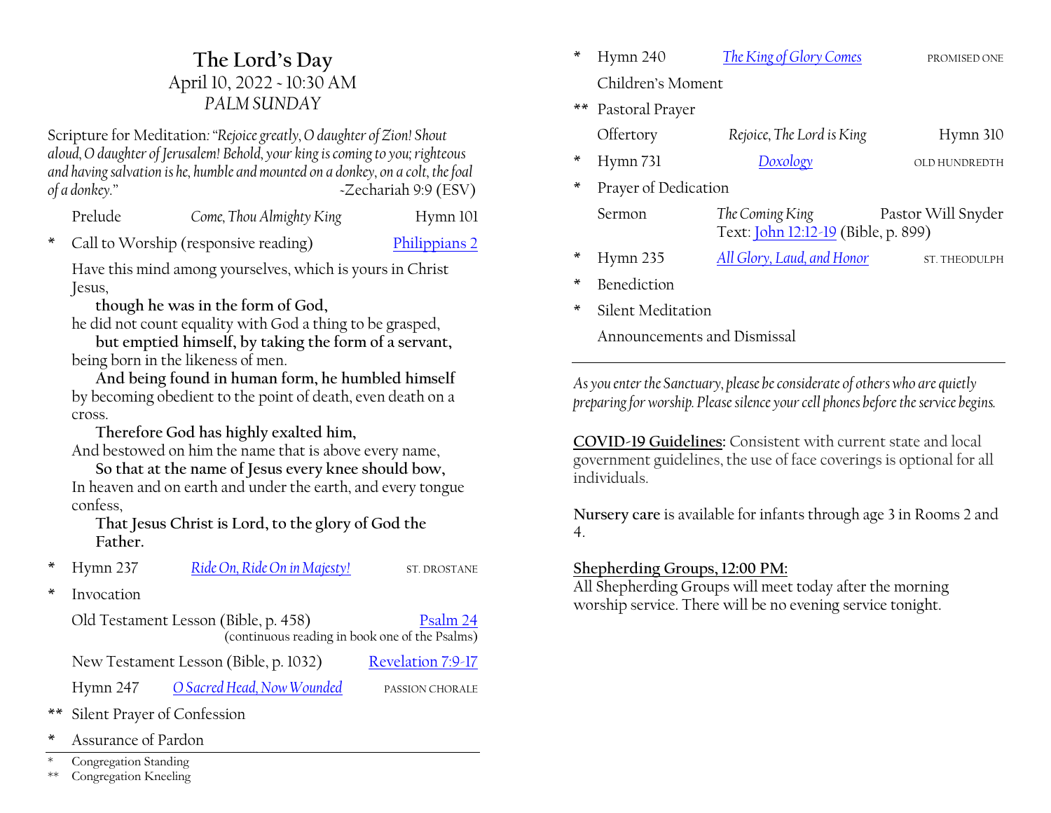# The Lord's Day

April 10, 2022 - 10:30 AM

*PALM SUNDAY*

Scripture for Meditation: *"Rejoice greatly, O daughter of Zion! Shout aloud, O daughter of Jerusalem! Behold, your king is coming to you; righteous and having salvation is he, humble and mounted on a donkey, on a colt, the foal of a donkey."* -Zechariah 9:9 (ESV)

Prelude — *Come, Thou Almighty King* — Hymn 101

\* Call to Worship (responsive reading) — Philippians 2

Have this mind among yourselves, which is yours in Christ Jesus,

**though he was in the form of God,**

he did not count equality with God a thing to be grasped,

**but emptied himself, by taking the form of a servant,**

being born in the likeness of men.

**And being found in human form, he humbled himself**

by becoming obedient to the point of death, even death on a cross.

**Therefore God has highly exalted him,**

And bestowed on him the name that is above every name,

**So that at the name of Jesus every knee should bow,**

In heaven and on earth and under the earth, and every tongue confess,

**That Jesus Christ is Lord, to the glory of God the Father.**

\* Hymn 237 — *Ride On, Ride On in Majesty!* — ST. DROSTANE

\* Invocation

Old Testament Lesson (Bible, p. 458) — Psalm 24
(continuous reading in book one of the Psalms)

New Testament Lesson (Bible, p. 1032) — Revelation 7:9-17

Hymn 247 — *O Sacred Head, Now Wounded* — PASSION CHORALE

\*\* Silent Prayer of Confession

\* Assurance of Pardon

\* Hymn 240 — *The King of Glory Comes* — PROMISED ONE

Children's Moment

\*\* Pastoral Prayer

Offertory — *Rejoice, The Lord is King* — Hymn 310

\* Hymn 731 — *Doxology* — OLD HUNDREDTH

\* Prayer of Dedication

Sermon — *The Coming King* — Pastor Will Snyder
Text: John 12:12-19 (Bible, p. 899)

\* Hymn 235 — *All Glory, Laud, and Honor* — ST. THEODULPH

\* Benediction

\* Silent Meditation

Announcements and Dismissal

---

\* Congregation Standing
\*\* Congregation Kneeling

---

*As you enter the Sanctuary, please be considerate of others who are quietly preparing for worship. Please silence your cell phones before the service begins.*

**COVID-19 Guidelines:** Consistent with current state and local government guidelines, the use of face coverings is optional for all individuals.

**Nursery care** is available for infants through age 3 in Rooms 2 and 4.

**Shepherding Groups, 12:00 PM:**
All Shepherding Groups will meet today after the morning worship service. There will be no evening service tonight.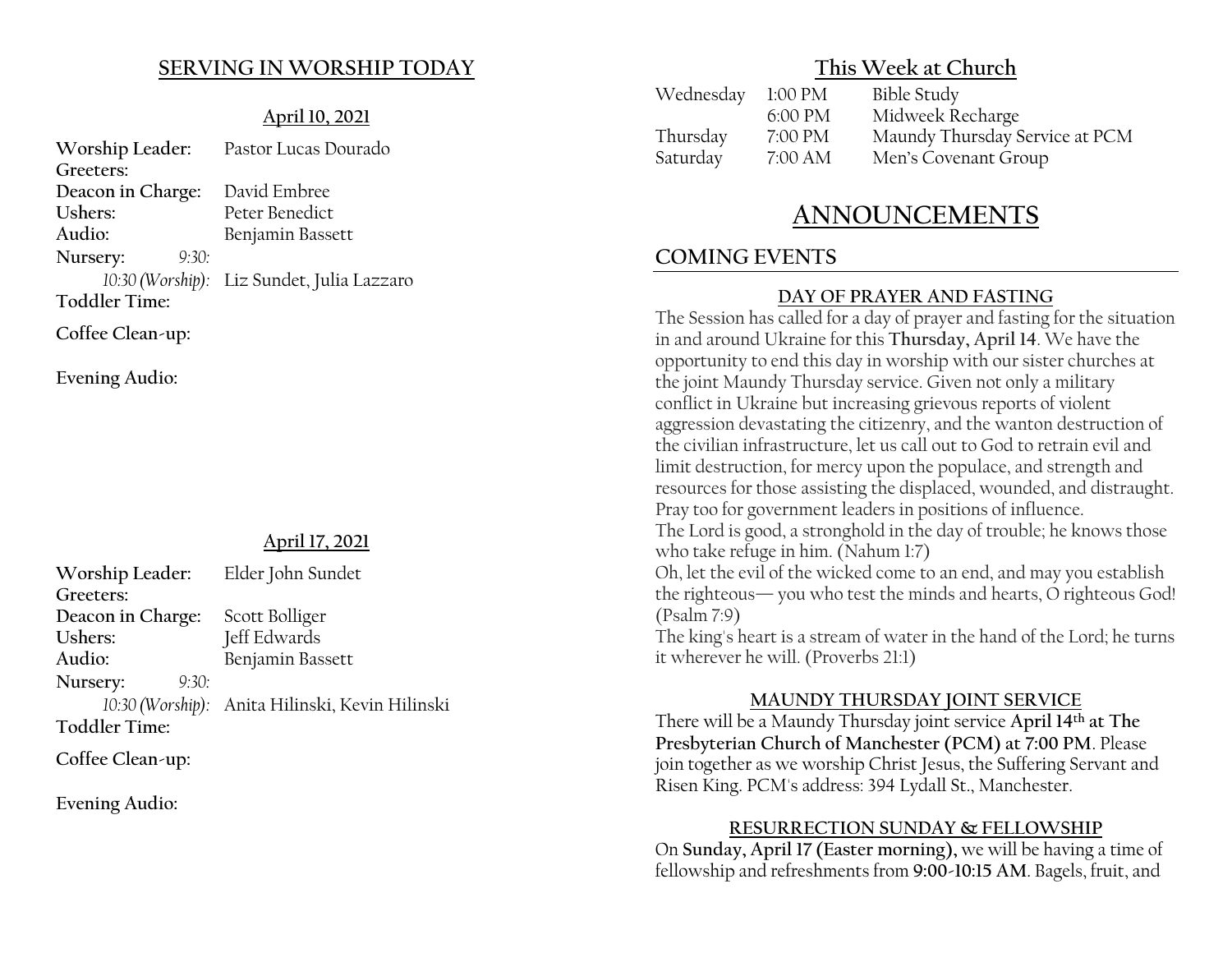## SERVING IN WORSHIP TODAY

### April 10, 2021

**Worship Leader:** Pastor Lucas Dourado
**Greeters:**
**Deacon in Charge:** David Embree
**Ushers:** Peter Benedict
**Audio:** Benjamin Bassett
**Nursery:** *9:30:*
*10:30 (Worship):* Liz Sundet, Julia Lazzaro
**Toddler Time:**
**Coffee Clean-up:**
**Evening Audio:**

### April 17, 2021

**Worship Leader:** Elder John Sundet
**Greeters:**
**Deacon in Charge:** Scott Bolliger
**Ushers:** Jeff Edwards
**Audio:** Benjamin Bassett
**Nursery:** *9:30:*
*10:30 (Worship):* Anita Hilinski, Kevin Hilinski
**Toddler Time:**
**Coffee Clean-up:**
**Evening Audio:**

## This Week at Church

| | | |
|---|---|---|
| Wednesday | 1:00 PM | Bible Study |
| | 6:00 PM | Midweek Recharge |
| Thursday | 7:00 PM | Maundy Thursday Service at PCM |
| Saturday | 7:00 AM | Men's Covenant Group |

# ANNOUNCEMENTS

## COMING EVENTS

### DAY OF PRAYER AND FASTING

The Session has called for a day of prayer and fasting for the situation in and around Ukraine for this **Thursday, April 14**. We have the opportunity to end this day in worship with our sister churches at the joint Maundy Thursday service. Given not only a military conflict in Ukraine but increasing grievous reports of violent aggression devastating the citizenry, and the wanton destruction of the civilian infrastructure, let us call out to God to retrain evil and limit destruction, for mercy upon the populace, and strength and resources for those assisting the displaced, wounded, and distraught. Pray too for government leaders in positions of influence.
The Lord is good, a stronghold in the day of trouble; he knows those who take refuge in him. (Nahum 1:7)
Oh, let the evil of the wicked come to an end, and may you establish the righteous— you who test the minds and hearts, O righteous God! (Psalm 7:9)
The king's heart is a stream of water in the hand of the Lord; he turns it wherever he will. (Proverbs 21:1)

### MAUNDY THURSDAY JOINT SERVICE

There will be a Maundy Thursday joint service **April 14th at The Presbyterian Church of Manchester (PCM) at 7:00 PM**. Please join together as we worship Christ Jesus, the Suffering Servant and Risen King. PCM's address: 394 Lydall St., Manchester.

### RESURRECTION SUNDAY & FELLOWSHIP

On **Sunday, April 17 (Easter morning),** we will be having a time of fellowship and refreshments from **9:00-10:15 AM**. Bagels, fruit, and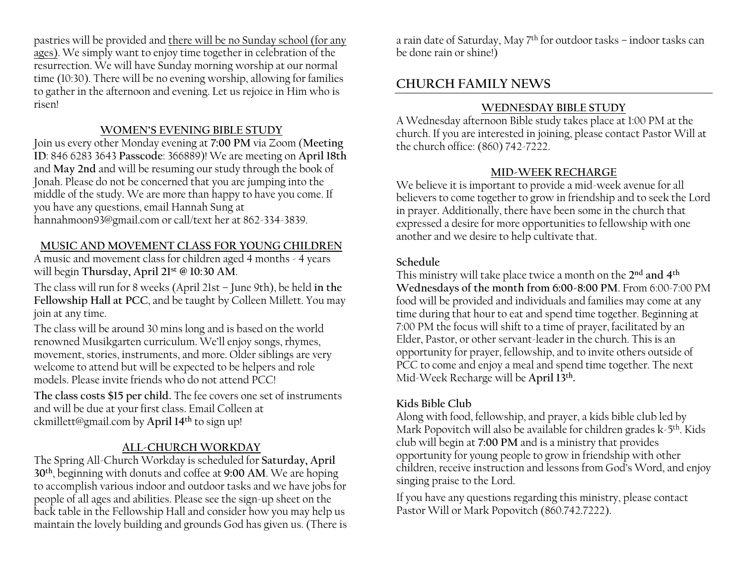pastries will be provided and there will be no Sunday school (for any ages). We simply want to enjoy time together in celebration of the resurrection. We will have Sunday morning worship at our normal time (10:30). There will be no evening worship, allowing for families to gather in the afternoon and evening. Let us rejoice in Him who is risen!

### WOMEN'S EVENING BIBLE STUDY

Join us every other Monday evening at **7:00 PM** via Zoom (**Meeting ID**: 846 6283 3643 **Passcode**: 366889)! We are meeting on **April 18th** and **May 2nd** and will be resuming our study through the book of Jonah. Please do not be concerned that you are jumping into the middle of the study. We are more than happy to have you come. If you have any questions, email Hannah Sung at hannahmoon93@gmail.com or call/text her at 862-334-3839.

### MUSIC AND MOVEMENT CLASS FOR YOUNG CHILDREN

A music and movement class for children aged 4 months - 4 years will begin **Thursday, April 21st @ 10:30 AM**.

The class will run for 8 weeks (April 21st – June 9th), be held **in the Fellowship Hall at PCC**, and be taught by Colleen Millett. You may join at any time.

The class will be around 30 mins long and is based on the world renowned Musikgarten curriculum. We'll enjoy songs, rhymes, movement, stories, instruments, and more. Older siblings are very welcome to attend but will be expected to be helpers and role models. Please invite friends who do not attend PCC!

**The class costs $15 per child.** The fee covers one set of instruments and will be due at your first class. Email Colleen at ckmillett@gmail.com by **April 14th** to sign up!

### ALL-CHURCH WORKDAY

The Spring All-Church Workday is scheduled for **Saturday, April 30th**, beginning with donuts and coffee at **9:00 AM**. We are hoping to accomplish various indoor and outdoor tasks and we have jobs for people of all ages and abilities. Please see the sign-up sheet on the back table in the Fellowship Hall and consider how you may help us maintain the lovely building and grounds God has given us. (There is a rain date of Saturday, May 7th for outdoor tasks – indoor tasks can be done rain or shine!)

## CHURCH FAMILY NEWS

### WEDNESDAY BIBLE STUDY

A Wednesday afternoon Bible study takes place at 1:00 PM at the church. If you are interested in joining, please contact Pastor Will at the church office: (860) 742-7222.

### MID-WEEK RECHARGE

We believe it is important to provide a mid-week avenue for all believers to come together to grow in friendship and to seek the Lord in prayer. Additionally, there have been some in the church that expressed a desire for more opportunities to fellowship with one another and we desire to help cultivate that.

**Schedule**

This ministry will take place twice a month on the **2nd and 4th Wednesdays of the month from 6:00-8:00 PM**. From 6:00-7:00 PM food will be provided and individuals and families may come at any time during that hour to eat and spend time together. Beginning at 7:00 PM the focus will shift to a time of prayer, facilitated by an Elder, Pastor, or other servant-leader in the church. This is an opportunity for prayer, fellowship, and to invite others outside of PCC to come and enjoy a meal and spend time together. The next Mid-Week Recharge will be **April 13th.**

**Kids Bible Club**

Along with food, fellowship, and prayer, a kids bible club led by Mark Popovitch will also be available for children grades k-5th. Kids club will begin at **7:00 PM** and is a ministry that provides opportunity for young people to grow in friendship with other children, receive instruction and lessons from God's Word, and enjoy singing praise to the Lord.

If you have any questions regarding this ministry, please contact Pastor Will or Mark Popovitch (860.742.7222).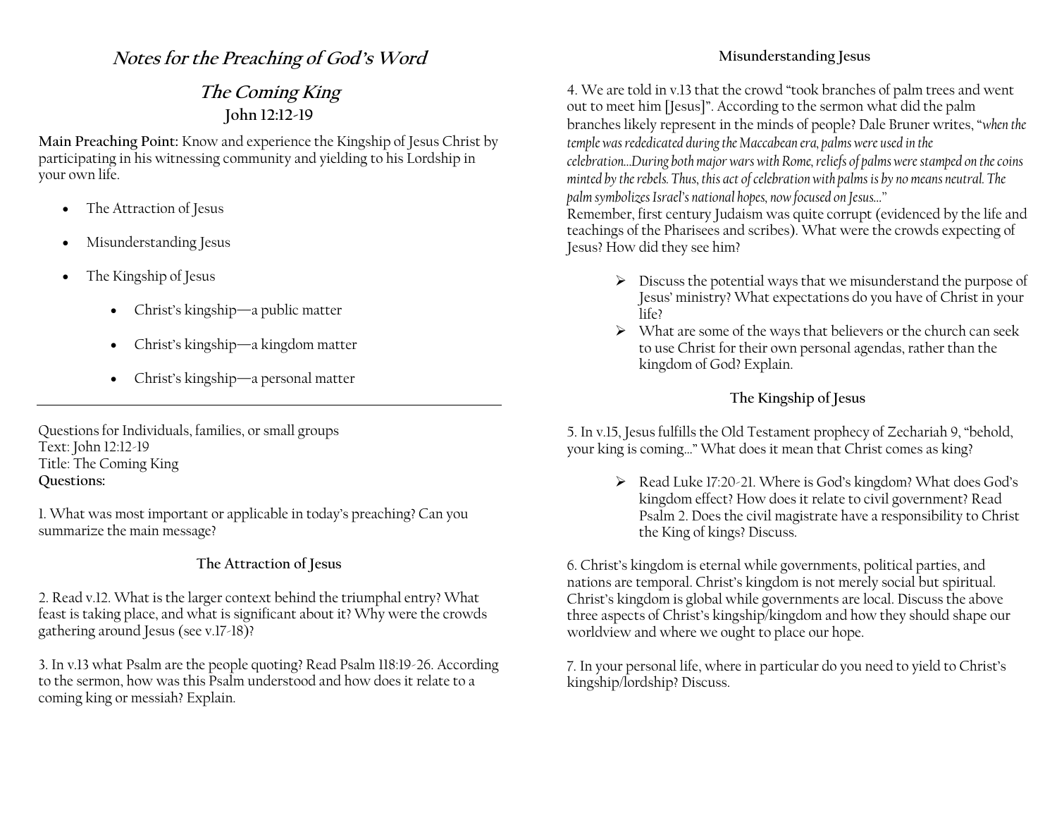# *Notes for the Preaching of God's Word*

## *The Coming King*

**John 12:12-19**

**Main Preaching Point:** Know and experience the Kingship of Jesus Christ by participating in his witnessing community and yielding to his Lordship in your own life.

- The Attraction of Jesus
- Misunderstanding Jesus
- The Kingship of Jesus
    - Christ's kingship—a public matter
    - Christ's kingship—a kingdom matter
    - Christ's kingship—a personal matter

---

Questions for Individuals, families, or small groups
Text: John 12:12-19
Title: The Coming King
**Questions:**

1. What was most important or applicable in today's preaching? Can you summarize the main message?

### The Attraction of Jesus

2. Read v.12. What is the larger context behind the triumphal entry? What feast is taking place, and what is significant about it? Why were the crowds gathering around Jesus (see v.17-18)?

3. In v.13 what Psalm are the people quoting? Read Psalm 118:19-26. According to the sermon, how was this Psalm understood and how does it relate to a coming king or messiah? Explain.

### Misunderstanding Jesus

4. We are told in v.13 that the crowd "took branches of palm trees and went out to meet him [Jesus]". According to the sermon what did the palm branches likely represent in the minds of people? Dale Bruner writes, "*when the temple was rededicated during the Maccabean era, palms were used in the celebration…During both major wars with Rome, reliefs of palms were stamped on the coins minted by the rebels. Thus, this act of celebration with palms is by no means neutral. The palm symbolizes Israel's national hopes, now focused on Jesus…*"
Remember, first century Judaism was quite corrupt (evidenced by the life and teachings of the Pharisees and scribes). What were the crowds expecting of Jesus? How did they see him?

- Discuss the potential ways that we misunderstand the purpose of Jesus' ministry? What expectations do you have of Christ in your life?
- What are some of the ways that believers or the church can seek to use Christ for their own personal agendas, rather than the kingdom of God? Explain.

### The Kingship of Jesus

5. In v.15, Jesus fulfills the Old Testament prophecy of Zechariah 9, "behold, your king is coming…" What does it mean that Christ comes as king?

- Read Luke 17:20-21. Where is God's kingdom? What does God's kingdom effect? How does it relate to civil government? Read Psalm 2. Does the civil magistrate have a responsibility to Christ the King of kings? Discuss.

6. Christ's kingdom is eternal while governments, political parties, and nations are temporal. Christ's kingdom is not merely social but spiritual. Christ's kingdom is global while governments are local. Discuss the above three aspects of Christ's kingship/kingdom and how they should shape our worldview and where we ought to place our hope.

7. In your personal life, where in particular do you need to yield to Christ's kingship/lordship? Discuss.